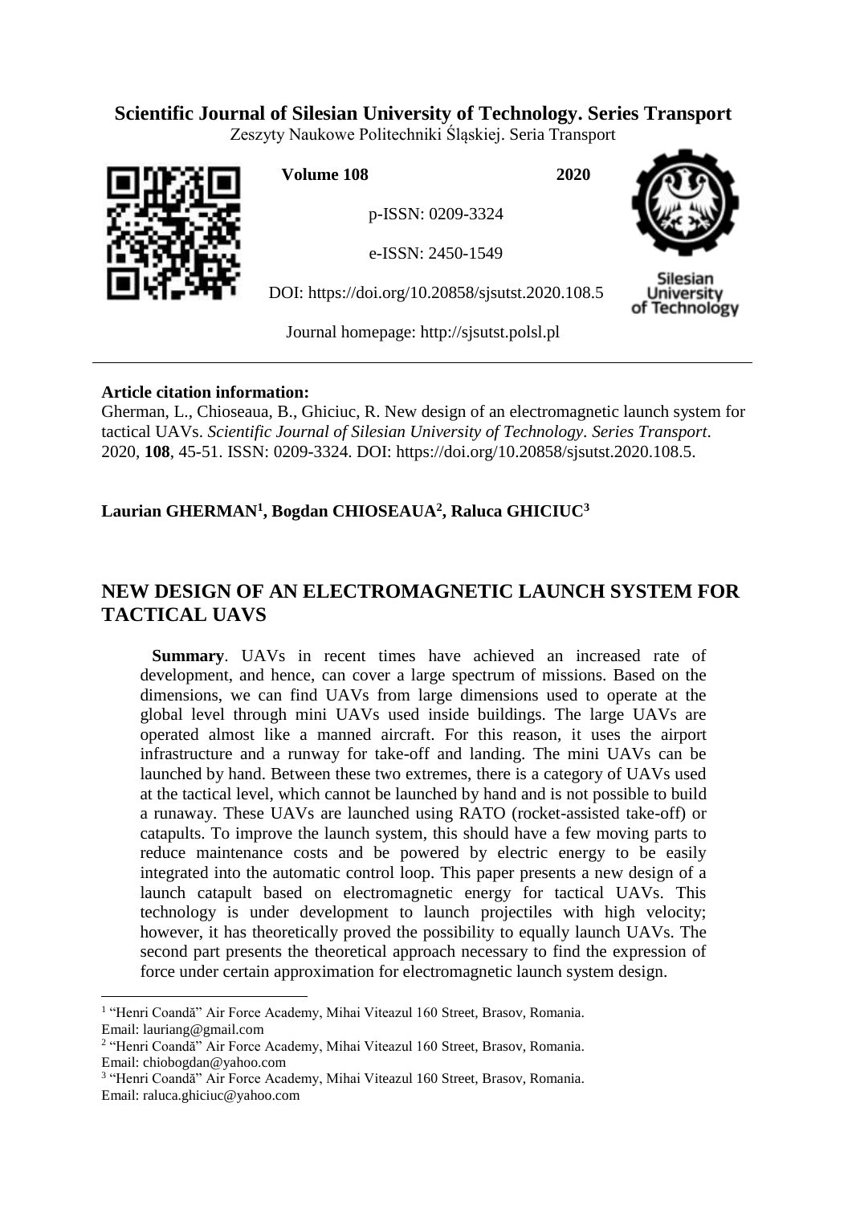**Scientific Journal of Silesian University of Technology. Series Transport**

Zeszyty Naukowe Politechniki Śląskiej. Seria Transport

**Volume 108** **2020**

p-ISSN: 0209-3324

e-ISSN: 2450-1549

DOI: https://doi.org/10.20858/sjsutst.2020.108.5

Journal homepage: http://sjsutst.polsl.pl

**Article citation information:**

Gherman, L., Chioseaua, B., Ghiciuc, R. New design of an electromagnetic launch system for tactical UAVs. *Scientific Journal of Silesian University of Technology. Series Transport*. 2020, **108**, 45-51. ISSN: 0209-3324. DOI: https://doi.org/10.20858/sjsutst.2020.108.5.

**Laurian GHERMAN[1], Bogdan CHIOSEAUA[2], Raluca GHICIUC[3]**

# NEW DESIGN OF AN ELECTROMAGNETIC LAUNCH SYSTEM FOR TACTICAL UAVS

**Summary**. UAVs in recent times have achieved an increased rate of development, and hence, can cover a large spectrum of missions. Based on the dimensions, we can find UAVs from large dimensions used to operate at the global level through mini UAVs used inside buildings. The large UAVs are operated almost like a manned aircraft. For this reason, it uses the airport infrastructure and a runway for take-off and landing. The mini UAVs can be launched by hand. Between these two extremes, there is a category of UAVs used at the tactical level, which cannot be launched by hand and is not possible to build a runaway. These UAVs are launched using RATO (rocket-assisted take-off) or catapults. To improve the launch system, this should have a few moving parts to reduce maintenance costs and be powered by electric energy to be easily integrated into the automatic control loop. This paper presents a new design of a launch catapult based on electromagnetic energy for tactical UAVs. This technology is under development to launch projectiles with high velocity; however, it has theoretically proved the possibility to equally launch UAVs. The second part presents the theoretical approach necessary to find the expression of force under certain approximation for electromagnetic launch system design.

---

[1] "Henri Coandă" Air Force Academy, Mihai Viteazul 160 Street, Brasov, Romania. Email: lauriang@gmail.com

[2] "Henri Coandă" Air Force Academy, Mihai Viteazul 160 Street, Brasov, Romania. Email: chiobogdan@yahoo.com

[3] "Henri Coandă" Air Force Academy, Mihai Viteazul 160 Street, Brasov, Romania. Email: raluca.ghiciuc@yahoo.com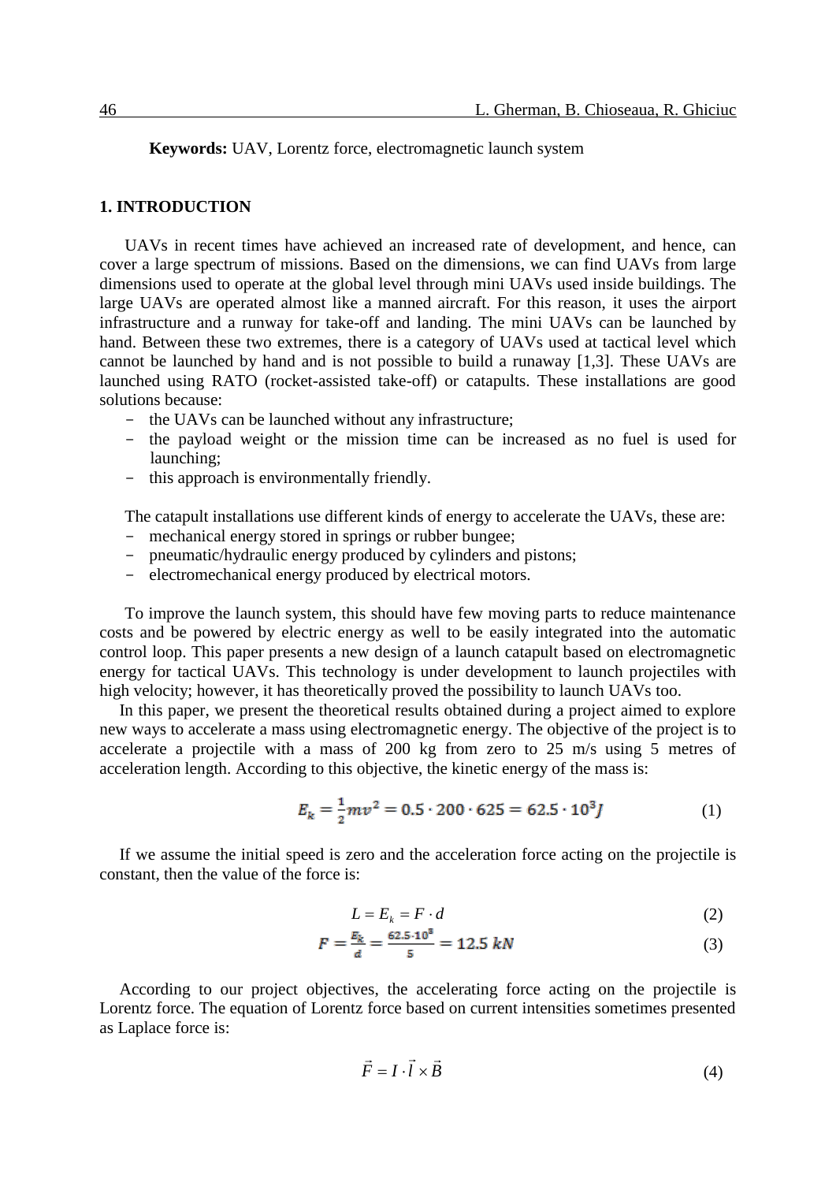**Keywords:** UAV, Lorentz force, electromagnetic launch system

## 1. INTRODUCTION

UAVs in recent times have achieved an increased rate of development, and hence, can cover a large spectrum of missions. Based on the dimensions, we can find UAVs from large dimensions used to operate at the global level through mini UAVs used inside buildings. The large UAVs are operated almost like a manned aircraft. For this reason, it uses the airport infrastructure and a runway for take-off and landing. The mini UAVs can be launched by hand. Between these two extremes, there is a category of UAVs used at tactical level which cannot be launched by hand and is not possible to build a runaway [1,3]. These UAVs are launched using RATO (rocket-assisted take-off) or catapults. These installations are good solutions because:

- the UAVs can be launched without any infrastructure;
- the payload weight or the mission time can be increased as no fuel is used for launching;
- this approach is environmentally friendly.

The catapult installations use different kinds of energy to accelerate the UAVs, these are:

- mechanical energy stored in springs or rubber bungee;
- pneumatic/hydraulic energy produced by cylinders and pistons;
- electromechanical energy produced by electrical motors.

To improve the launch system, this should have few moving parts to reduce maintenance costs and be powered by electric energy as well to be easily integrated into the automatic control loop. This paper presents a new design of a launch catapult based on electromagnetic energy for tactical UAVs. This technology is under development to launch projectiles with high velocity; however, it has theoretically proved the possibility to launch UAVs too.

In this paper, we present the theoretical results obtained during a project aimed to explore new ways to accelerate a mass using electromagnetic energy. The objective of the project is to accelerate a projectile with a mass of 200 kg from zero to 25 m/s using 5 metres of acceleration length. According to this objective, the kinetic energy of the mass is:

$$E_k = \frac{1}{2}mv^2 = 0.5 \cdot 200 \cdot 625 = 62.5 \cdot 10^3 J \tag{1}$$

If we assume the initial speed is zero and the acceleration force acting on the projectile is constant, then the value of the force is:

$$L = E_k = F \cdot d \tag{2}$$

$$F = \frac{E_k}{d} = \frac{62.5 \cdot 10^3}{5} = 12.5\ kN \tag{3}$$

According to our project objectives, the accelerating force acting on the projectile is Lorentz force. The equation of Lorentz force based on current intensities sometimes presented as Laplace force is:

$$\vec{F} = I \cdot \vec{l} \times \vec{B} \tag{4}$$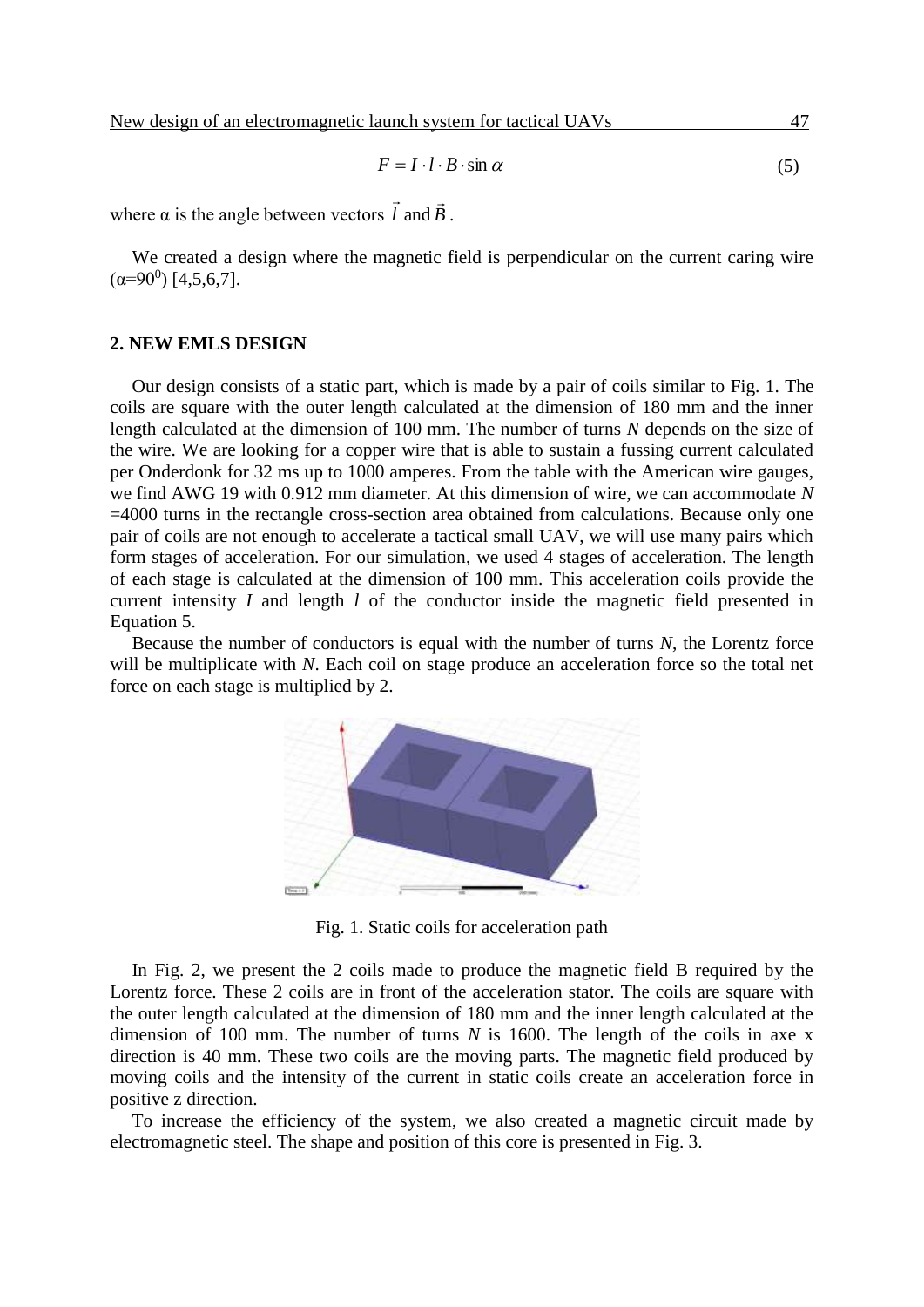$$F = I \cdot l \cdot B \cdot \sin \alpha \tag{5}$$

where α is the angle between vectors $\vec{l}$ and $\vec{B}$.

We created a design where the magnetic field is perpendicular on the current caring wire ($\alpha=90^0$) [4,5,6,7].

## 2. NEW EMLS DESIGN

Our design consists of a static part, which is made by a pair of coils similar to Fig. 1. The coils are square with the outer length calculated at the dimension of 180 mm and the inner length calculated at the dimension of 100 mm. The number of turns *N* depends on the size of the wire. We are looking for a copper wire that is able to sustain a fussing current calculated per Onderdonk for 32 ms up to 1000 amperes. From the table with the American wire gauges, we find AWG 19 with 0.912 mm diameter. At this dimension of wire, we can accommodate *N* =4000 turns in the rectangle cross-section area obtained from calculations. Because only one pair of coils are not enough to accelerate a tactical small UAV, we will use many pairs which form stages of acceleration. For our simulation, we used 4 stages of acceleration. The length of each stage is calculated at the dimension of 100 mm. This acceleration coils provide the current intensity *I* and length *l* of the conductor inside the magnetic field presented in Equation 5.

Because the number of conductors is equal with the number of turns *N*, the Lorentz force will be multiplicate with *N*. Each coil on stage produce an acceleration force so the total net force on each stage is multiplied by 2.

Fig. 1. Static coils for acceleration path

In Fig. 2, we present the 2 coils made to produce the magnetic field B required by the Lorentz force. These 2 coils are in front of the acceleration stator. The coils are square with the outer length calculated at the dimension of 180 mm and the inner length calculated at the dimension of 100 mm. The number of turns *N* is 1600. The length of the coils in axe x direction is 40 mm. These two coils are the moving parts. The magnetic field produced by moving coils and the intensity of the current in static coils create an acceleration force in positive z direction.

To increase the efficiency of the system, we also created a magnetic circuit made by electromagnetic steel. The shape and position of this core is presented in Fig. 3.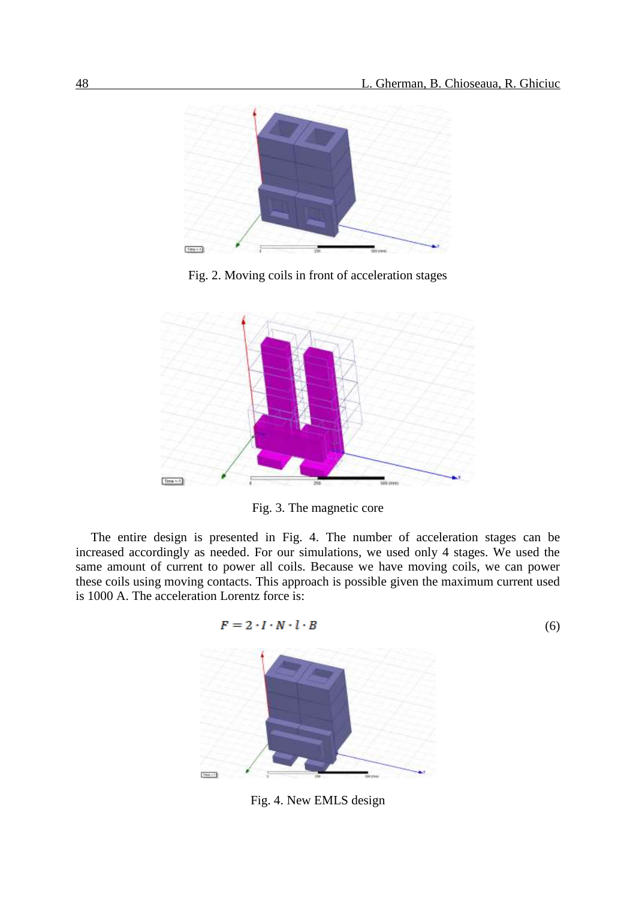Fig. 2. Moving coils in front of acceleration stages

Fig. 3. The magnetic core

The entire design is presented in Fig. 4. The number of acceleration stages can be increased accordingly as needed. For our simulations, we used only 4 stages. We used the same amount of current to power all coils. Because we have moving coils, we can power these coils using moving contacts. This approach is possible given the maximum current used is 1000 A. The acceleration Lorentz force is:

$$F = 2 \cdot I \cdot N \cdot l \cdot B \tag{6}$$

Fig. 4. New EMLS design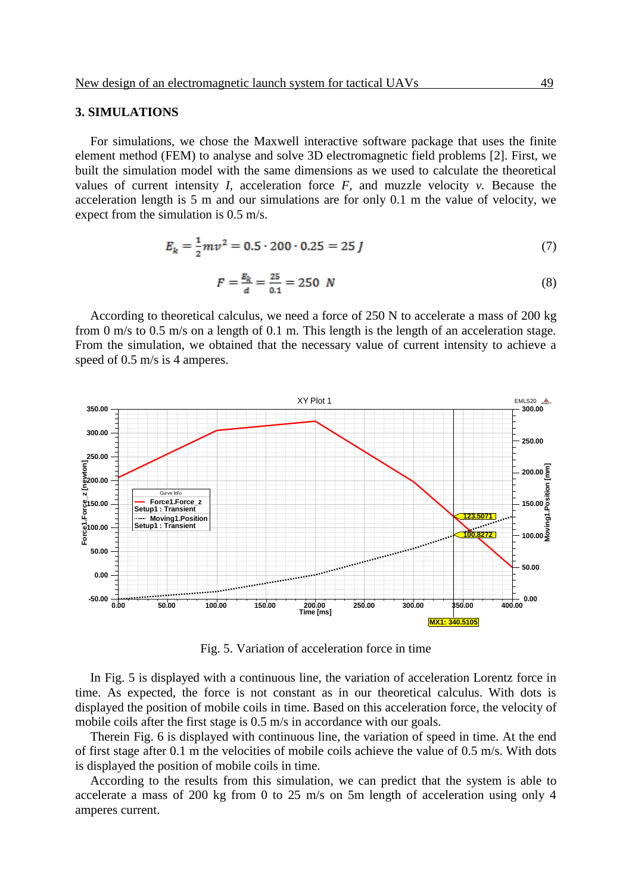## 3. SIMULATIONS

For simulations, we chose the Maxwell interactive software package that uses the finite element method (FEM) to analyse and solve 3D electromagnetic field problems [2]. First, we built the simulation model with the same dimensions as we used to calculate the theoretical values of current intensity *I*, acceleration force *F*, and muzzle velocity *v*. Because the acceleration length is 5 m and our simulations are for only 0.1 m the value of velocity, we expect from the simulation is 0.5 m/s.

$$E_k = \frac{1}{2}mv^2 = 0.5 \cdot 200 \cdot 0.25 = 25\ J \tag{7}$$

$$F = \frac{E_k}{d} = \frac{25}{0.1} = 250\ \ N \tag{8}$$

According to theoretical calculus, we need a force of 250 N to accelerate a mass of 200 kg from 0 m/s to 0.5 m/s on a length of 0.1 m. This length is the length of an acceleration stage. From the simulation, we obtained that the necessary value of current intensity to achieve a speed of 0.5 m/s is 4 amperes.

Fig. 5. Variation of acceleration force in time

In Fig. 5 is displayed with a continuous line, the variation of acceleration Lorentz force in time. As expected, the force is not constant as in our theoretical calculus. With dots is displayed the position of mobile coils in time. Based on this acceleration force, the velocity of mobile coils after the first stage is 0.5 m/s in accordance with our goals.

Therein Fig. 6 is displayed with continuous line, the variation of speed in time. At the end of first stage after 0.1 m the velocities of mobile coils achieve the value of 0.5 m/s. With dots is displayed the position of mobile coils in time.

According to the results from this simulation, we can predict that the system is able to accelerate a mass of 200 kg from 0 to 25 m/s on 5m length of acceleration using only 4 amperes current.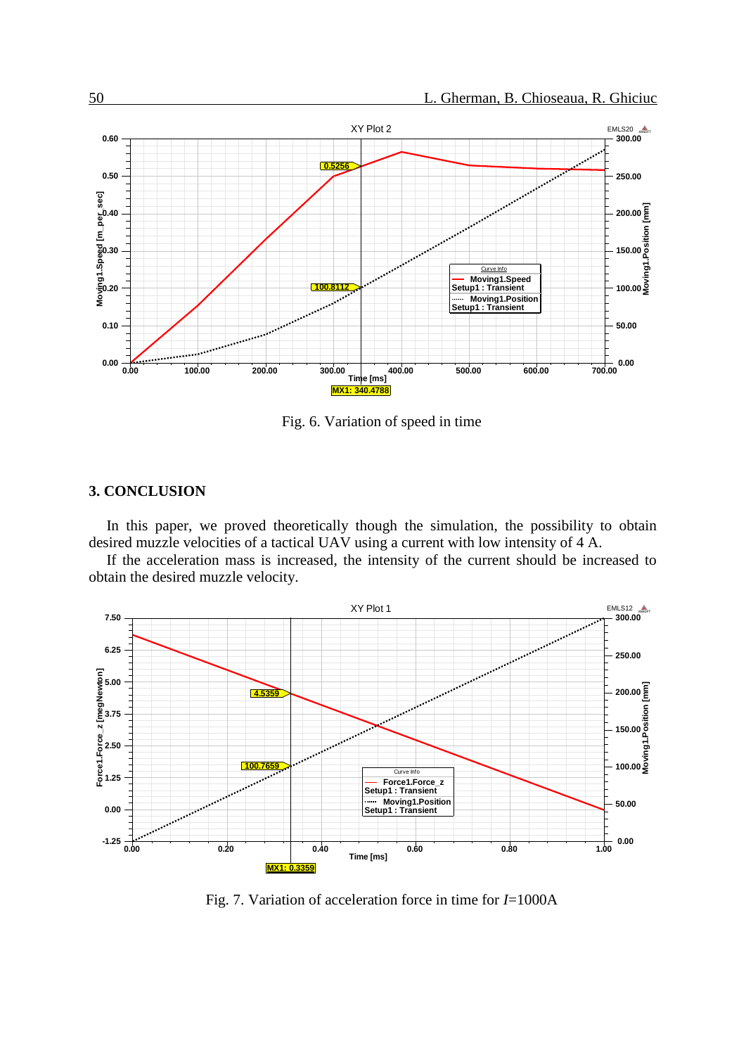Fig. 6. Variation of speed in time

## 3. CONCLUSION

In this paper, we proved theoretically though the simulation, the possibility to obtain desired muzzle velocities of a tactical UAV using a current with low intensity of 4 A.

If the acceleration mass is increased, the intensity of the current should be increased to obtain the desired muzzle velocity.

Fig. 7. Variation of acceleration force in time for $I$=1000A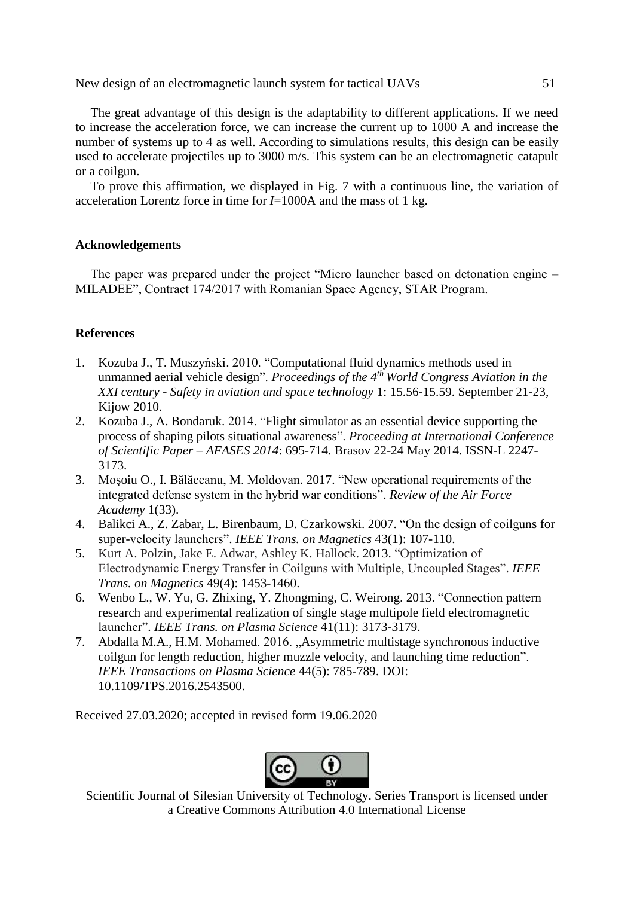The great advantage of this design is the adaptability to different applications. If we need to increase the acceleration force, we can increase the current up to 1000 A and increase the number of systems up to 4 as well. According to simulations results, this design can be easily used to accelerate projectiles up to 3000 m/s. This system can be an electromagnetic catapult or a coilgun.

To prove this affirmation, we displayed in Fig. 7 with a continuous line, the variation of acceleration Lorentz force in time for $I$=1000A and the mass of 1 kg.

## Acknowledgements

The paper was prepared under the project "Micro launcher based on detonation engine – MILADEE", Contract 174/2017 with Romanian Space Agency, STAR Program.

## References

1. Kozuba J., T. Muszyński. 2010. "Computational fluid dynamics methods used in unmanned aerial vehicle design". *Proceedings of the 4th World Congress Aviation in the XXI century - Safety in aviation and space technology* 1: 15.56-15.59. September 21-23, Kijow 2010.
2. Kozuba J., A. Bondaruk. 2014. "Flight simulator as an essential device supporting the process of shaping pilots situational awareness". *Proceeding at International Conference of Scientific Paper – AFASES 2014*: 695-714. Brasov 22-24 May 2014. ISSN-L 2247-3173.
3. Moşoiu O., I. Bălăceanu, M. Moldovan. 2017. "New operational requirements of the integrated defense system in the hybrid war conditions". *Review of the Air Force Academy* 1(33).
4. Balikci A., Z. Zabar, L. Birenbaum, D. Czarkowski. 2007. "On the design of coilguns for super-velocity launchers". *IEEE Trans. on Magnetics* 43(1): 107-110.
5. Kurt A. Polzin, Jake E. Adwar, Ashley K. Hallock. 2013. "Optimization of Electrodynamic Energy Transfer in Coilguns with Multiple, Uncoupled Stages". *IEEE Trans. on Magnetics* 49(4): 1453-1460.
6. Wenbo L., W. Yu, G. Zhixing, Y. Zhongming, C. Weirong. 2013. "Connection pattern research and experimental realization of single stage multipole field electromagnetic launcher". *IEEE Trans. on Plasma Science* 41(11): 3173-3179.
7. Abdalla M.A., H.M. Mohamed. 2016. „Asymmetric multistage synchronous inductive coilgun for length reduction, higher muzzle velocity, and launching time reduction". *IEEE Transactions on Plasma Science* 44(5): 785-789. DOI: 10.1109/TPS.2016.2543500.

Received 27.03.2020; accepted in revised form 19.06.2020

Scientific Journal of Silesian University of Technology. Series Transport is licensed under a Creative Commons Attribution 4.0 International License